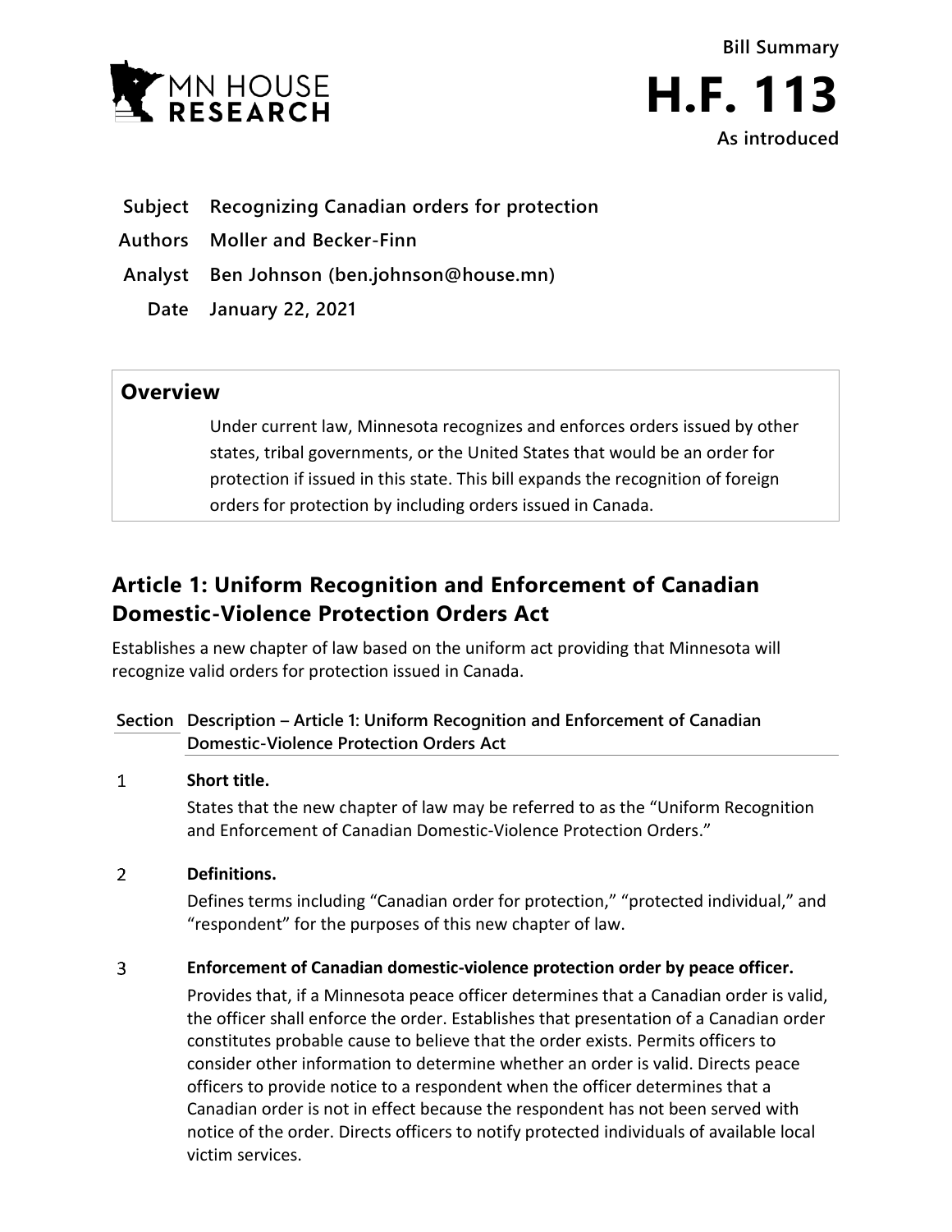Bill Summary

# H.F. 113

As introduced

| | |
|---|---|
| **Subject** | **Recognizing Canadian orders for protection** |
| **Authors** | **Moller and Becker-Finn** |
| **Analyst** | **Ben Johnson (ben.johnson@house.mn)** |
| **Date** | **January 22, 2021** |

## Overview

Under current law, Minnesota recognizes and enforces orders issued by other states, tribal governments, or the United States that would be an order for protection if issued in this state. This bill expands the recognition of foreign orders for protection by including orders issued in Canada.

## Article 1: Uniform Recognition and Enforcement of Canadian Domestic-Violence Protection Orders Act

Establishes a new chapter of law based on the uniform act providing that Minnesota will recognize valid orders for protection issued in Canada.

| Section | Description – Article 1: Uniform Recognition and Enforcement of Canadian Domestic-Violence Protection Orders Act |
|---|---|
| 1 | **Short title.**<br>States that the new chapter of law may be referred to as the "Uniform Recognition and Enforcement of Canadian Domestic-Violence Protection Orders." |
| 2 | **Definitions.**<br>Defines terms including "Canadian order for protection," "protected individual," and "respondent" for the purposes of this new chapter of law. |
| 3 | **Enforcement of Canadian domestic-violence protection order by peace officer.**<br>Provides that, if a Minnesota peace officer determines that a Canadian order is valid, the officer shall enforce the order. Establishes that presentation of a Canadian order constitutes probable cause to believe that the order exists. Permits officers to consider other information to determine whether an order is valid. Directs peace officers to provide notice to a respondent when the officer determines that a Canadian order is not in effect because the respondent has not been served with notice of the order. Directs officers to notify protected individuals of available local victim services. |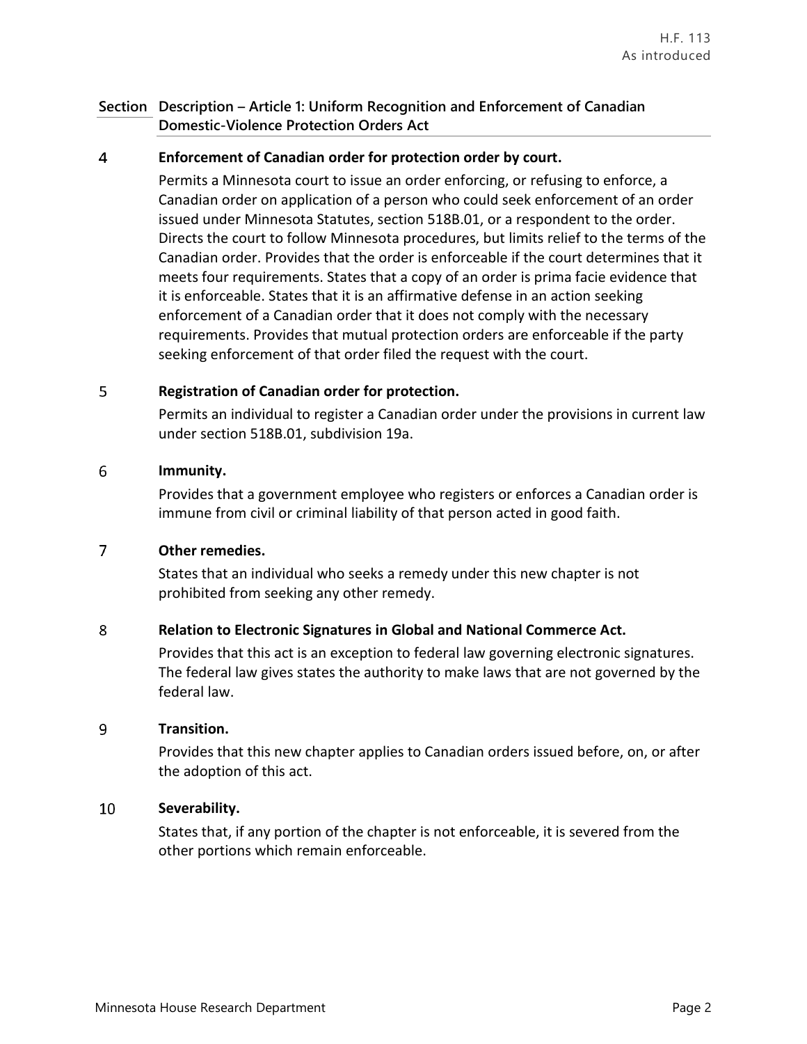| Section | Description – Article 1: Uniform Recognition and Enforcement of Canadian Domestic-Violence Protection Orders Act |
|---|---|
| 4 | **Enforcement of Canadian order for protection order by court.**<br>Permits a Minnesota court to issue an order enforcing, or refusing to enforce, a Canadian order on application of a person who could seek enforcement of an order issued under Minnesota Statutes, section 518B.01, or a respondent to the order. Directs the court to follow Minnesota procedures, but limits relief to the terms of the Canadian order. Provides that the order is enforceable if the court determines that it meets four requirements. States that a copy of an order is prima facie evidence that it is enforceable. States that it is an affirmative defense in an action seeking enforcement of a Canadian order that it does not comply with the necessary requirements. Provides that mutual protection orders are enforceable if the party seeking enforcement of that order filed the request with the court. |
| 5 | **Registration of Canadian order for protection.**<br>Permits an individual to register a Canadian order under the provisions in current law under section 518B.01, subdivision 19a. |
| 6 | **Immunity.**<br>Provides that a government employee who registers or enforces a Canadian order is immune from civil or criminal liability of that person acted in good faith. |
| 7 | **Other remedies.**<br>States that an individual who seeks a remedy under this new chapter is not prohibited from seeking any other remedy. |
| 8 | **Relation to Electronic Signatures in Global and National Commerce Act.**<br>Provides that this act is an exception to federal law governing electronic signatures. The federal law gives states the authority to make laws that are not governed by the federal law. |
| 9 | **Transition.**<br>Provides that this new chapter applies to Canadian orders issued before, on, or after the adoption of this act. |
| 10 | **Severability.**<br>States that, if any portion of the chapter is not enforceable, it is severed from the other portions which remain enforceable. |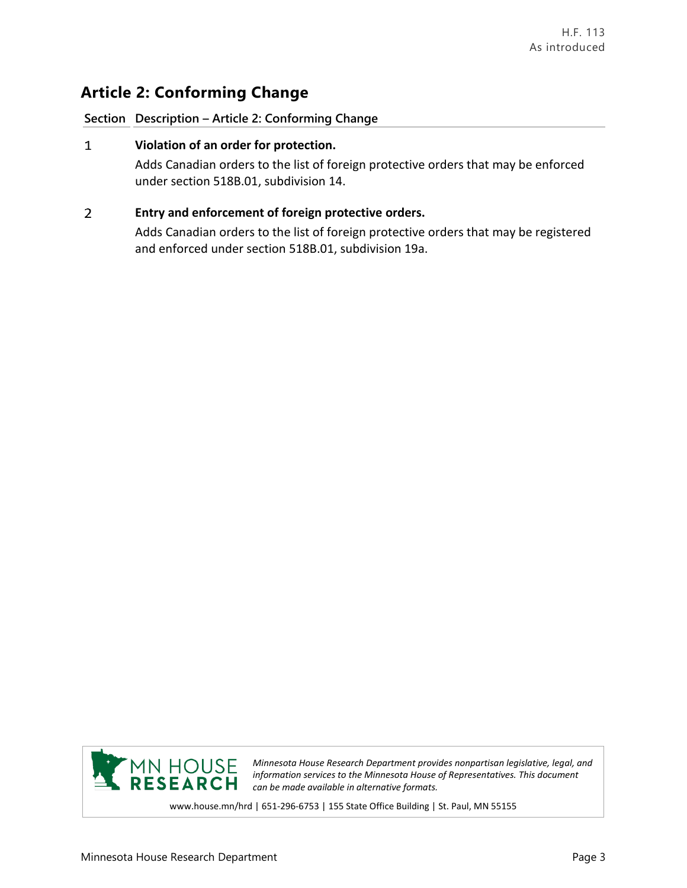## Article 2: Conforming Change

| Section | Description – Article 2: Conforming Change |
|---|---|
| 1 | **Violation of an order for protection.** Adds Canadian orders to the list of foreign protective orders that may be enforced under section 518B.01, subdivision 14. |
| 2 | **Entry and enforcement of foreign protective orders.** Adds Canadian orders to the list of foreign protective orders that may be registered and enforced under section 518B.01, subdivision 19a. |

MN HOUSE RESEARCH

*Minnesota House Research Department provides nonpartisan legislative, legal, and information services to the Minnesota House of Representatives. This document can be made available in alternative formats.*

www.house.mn/hrd | 651-296-6753 | 155 State Office Building | St. Paul, MN 55155